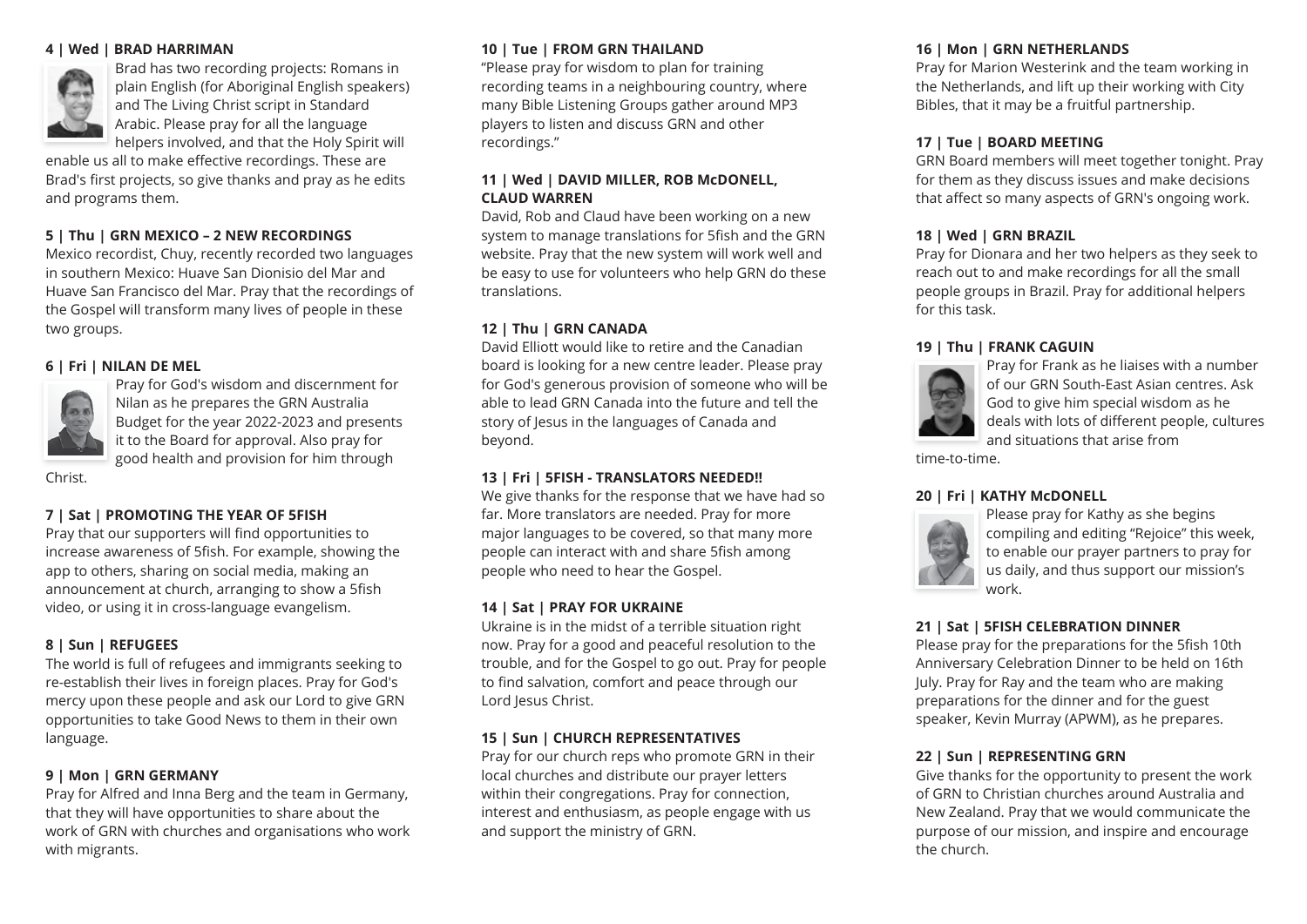**4 | Wed | BRAD HARRIMAN**

Brad has two recording projects: Romans in plain English (for Aboriginal English speakers) and The Living Christ script in Standard Arabic. Please pray for all the language helpers involved, and that the Holy Spirit will enable us all to make effective recordings. These are Brad's first projects, so give thanks and pray as he edits and programs them.

**5 | Thu | GRN MEXICO – 2 NEW RECORDINGS**

Mexico recordist, Chuy, recently recorded two languages in southern Mexico: Huave San Dionisio del Mar and Huave San Francisco del Mar. Pray that the recordings of the Gospel will transform many lives of people in these two groups.

**6 | Fri | NILAN DE MEL**

Pray for God's wisdom and discernment for Nilan as he prepares the GRN Australia Budget for the year 2022-2023 and presents it to the Board for approval. Also pray for good health and provision for him through Christ.

**7 | Sat | PROMOTING THE YEAR OF 5FISH**

Pray that our supporters will find opportunities to increase awareness of 5fish. For example, showing the app to others, sharing on social media, making an announcement at church, arranging to show a 5fish video, or using it in cross-language evangelism.

**8 | Sun | REFUGEES**

The world is full of refugees and immigrants seeking to re-establish their lives in foreign places. Pray for God's mercy upon these people and ask our Lord to give GRN opportunities to take Good News to them in their own language.

**9 | Mon | GRN GERMANY**

Pray for Alfred and Inna Berg and the team in Germany, that they will have opportunities to share about the work of GRN with churches and organisations who work with migrants.

**10 | Tue | FROM GRN THAILAND**

"Please pray for wisdom to plan for training recording teams in a neighbouring country, where many Bible Listening Groups gather around MP3 players to listen and discuss GRN and other recordings."

**11 | Wed | DAVID MILLER, ROB McDONELL, CLAUD WARREN**

David, Rob and Claud have been working on a new system to manage translations for 5fish and the GRN website. Pray that the new system will work well and be easy to use for volunteers who help GRN do these translations.

**12 | Thu | GRN CANADA**

David Elliott would like to retire and the Canadian board is looking for a new centre leader. Please pray for God's generous provision of someone who will be able to lead GRN Canada into the future and tell the story of Jesus in the languages of Canada and beyond.

**13 | Fri | 5FISH - TRANSLATORS NEEDED!!**

We give thanks for the response that we have had so far. More translators are needed. Pray for more major languages to be covered, so that many more people can interact with and share 5fish among people who need to hear the Gospel.

**14 | Sat | PRAY FOR UKRAINE**

Ukraine is in the midst of a terrible situation right now. Pray for a good and peaceful resolution to the trouble, and for the Gospel to go out. Pray for people to find salvation, comfort and peace through our Lord Jesus Christ.

**15 | Sun | CHURCH REPRESENTATIVES**

Pray for our church reps who promote GRN in their local churches and distribute our prayer letters within their congregations. Pray for connection, interest and enthusiasm, as people engage with us and support the ministry of GRN.

**16 | Mon | GRN NETHERLANDS**

Pray for Marion Westerink and the team working in the Netherlands, and lift up their working with City Bibles, that it may be a fruitful partnership.

**17 | Tue | BOARD MEETING**

GRN Board members will meet together tonight. Pray for them as they discuss issues and make decisions that affect so many aspects of GRN's ongoing work.

**18 | Wed | GRN BRAZIL**

Pray for Dionara and her two helpers as they seek to reach out to and make recordings for all the small people groups in Brazil. Pray for additional helpers for this task.

**19 | Thu | FRANK CAGUIN**

Pray for Frank as he liaises with a number of our GRN South-East Asian centres. Ask God to give him special wisdom as he deals with lots of different people, cultures and situations that arise from time-to-time.

**20 | Fri | KATHY McDONELL**

Please pray for Kathy as she begins compiling and editing "Rejoice" this week, to enable our prayer partners to pray for us daily, and thus support our mission's work.

**21 | Sat | 5FISH CELEBRATION DINNER**

Please pray for the preparations for the 5fish 10th Anniversary Celebration Dinner to be held on 16th July. Pray for Ray and the team who are making preparations for the dinner and for the guest speaker, Kevin Murray (APWM), as he prepares.

**22 | Sun | REPRESENTING GRN**

Give thanks for the opportunity to present the work of GRN to Christian churches around Australia and New Zealand. Pray that we would communicate the purpose of our mission, and inspire and encourage the church.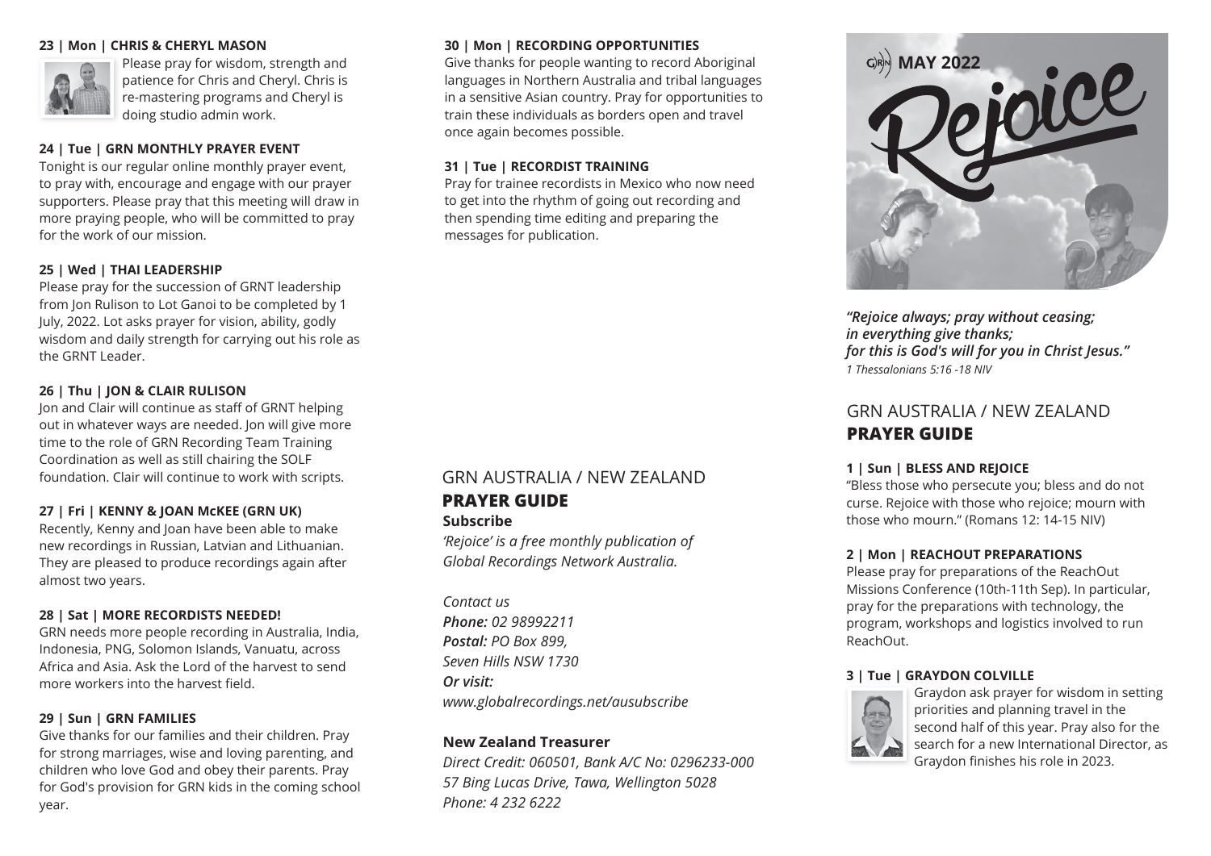**23 | Mon | CHRIS & CHERYL MASON**

Please pray for wisdom, strength and patience for Chris and Cheryl. Chris is re-mastering programs and Cheryl is doing studio admin work.

**24 | Tue | GRN MONTHLY PRAYER EVENT**

Tonight is our regular online monthly prayer event, to pray with, encourage and engage with our prayer supporters. Please pray that this meeting will draw in more praying people, who will be committed to pray for the work of our mission.

**25 | Wed | THAI LEADERSHIP**

Please pray for the succession of GRNT leadership from Jon Rulison to Lot Ganoi to be completed by 1 July, 2022. Lot asks prayer for vision, ability, godly wisdom and daily strength for carrying out his role as the GRNT Leader.

**26 | Thu | JON & CLAIR RULISON**

Jon and Clair will continue as staff of GRNT helping out in whatever ways are needed. Jon will give more time to the role of GRN Recording Team Training Coordination as well as still chairing the SOLF foundation. Clair will continue to work with scripts.

**27 | Fri | KENNY & JOAN McKEE (GRN UK)**

Recently, Kenny and Joan have been able to make new recordings in Russian, Latvian and Lithuanian. They are pleased to produce recordings again after almost two years.

**28 | Sat | MORE RECORDISTS NEEDED!**

GRN needs more people recording in Australia, India, Indonesia, PNG, Solomon Islands, Vanuatu, across Africa and Asia. Ask the Lord of the harvest to send more workers into the harvest field.

**29 | Sun | GRN FAMILIES**

Give thanks for our families and their children. Pray for strong marriages, wise and loving parenting, and children who love God and obey their parents. Pray for God's provision for GRN kids in the coming school year.

**30 | Mon | RECORDING OPPORTUNITIES**

Give thanks for people wanting to record Aboriginal languages in Northern Australia and tribal languages in a sensitive Asian country. Pray for opportunities to train these individuals as borders open and travel once again becomes possible.

**31 | Tue | RECORDIST TRAINING**

Pray for trainee recordists in Mexico who now need to get into the rhythm of going out recording and then spending time editing and preparing the messages for publication.

## GRN AUSTRALIA / NEW ZEALAND **PRAYER GUIDE**

**Subscribe**

*'Rejoice' is a free monthly publication of Global Recordings Network Australia.*

*Contact us*
***Phone:*** *02 98992211*
***Postal:*** *PO Box 899,*
*Seven Hills NSW 1730*
***Or visit:***
*www.globalrecordings.net/ausubscribe*

**New Zealand Treasurer**

*Direct Credit: 060501, Bank A/C No: 0296233-000*
*57 Bing Lucas Drive, Tawa, Wellington 5028*
*Phone: 4 232 6222*

# MAY 2022 Rejoice

***"Rejoice always; pray without ceasing; in everything give thanks; for this is God's will for you in Christ Jesus."***
*1 Thessalonians 5:16 -18 NIV*

## GRN AUSTRALIA / NEW ZEALAND **PRAYER GUIDE**

**1 | Sun | BLESS AND REJOICE**

"Bless those who persecute you; bless and do not curse. Rejoice with those who rejoice; mourn with those who mourn." (Romans 12: 14-15 NIV)

**2 | Mon | REACHOUT PREPARATIONS**

Please pray for preparations of the ReachOut Missions Conference (10th-11th Sep). In particular, pray for the preparations with technology, the program, workshops and logistics involved to run ReachOut.

**3 | Tue | GRAYDON COLVILLE**

Graydon ask prayer for wisdom in setting priorities and planning travel in the second half of this year. Pray also for the search for a new International Director, as Graydon finishes his role in 2023.